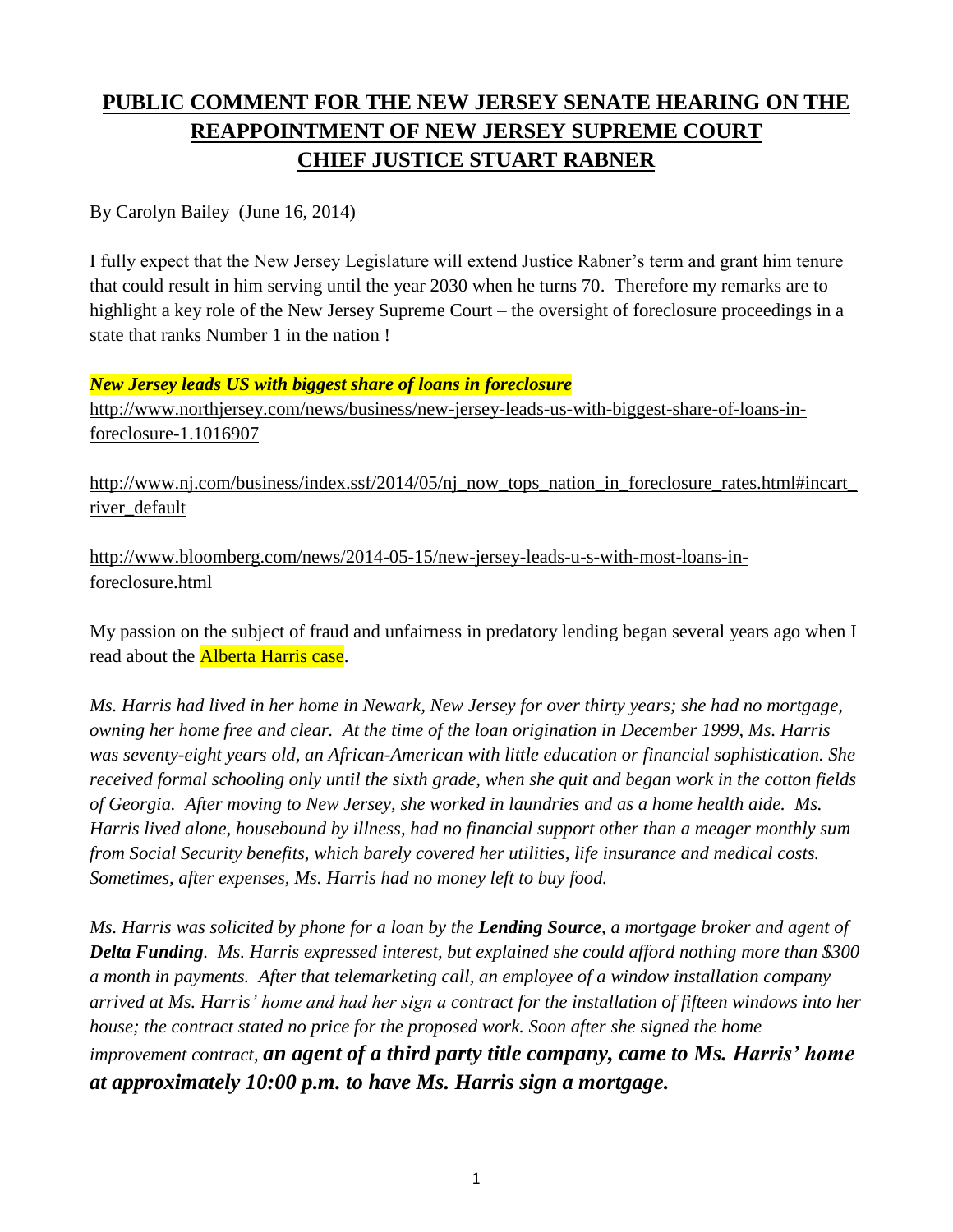# **PUBLIC COMMENT FOR THE NEW JERSEY SENATE HEARING ON THE REAPPOINTMENT OF NEW JERSEY SUPREME COURT CHIEF JUSTICE STUART RABNER**

By Carolyn Bailey (June 16, 2014)

I fully expect that the New Jersey Legislature will extend Justice Rabner's term and grant him tenure that could result in him serving until the year 2030 when he turns 70. Therefore my remarks are to highlight a key role of the New Jersey Supreme Court – the oversight of foreclosure proceedings in a state that ranks Number 1 in the nation !

***New Jersey leads US with biggest share of loans in foreclosure***

http://www.northjersey.com/news/business/new-jersey-leads-us-with-biggest-share-of-loans-in-foreclosure-1.1016907

http://www.nj.com/business/index.ssf/2014/05/nj_now_tops_nation_in_foreclosure_rates.html#incart_river_default

http://www.bloomberg.com/news/2014-05-15/new-jersey-leads-u-s-with-most-loans-in-foreclosure.html

My passion on the subject of fraud and unfairness in predatory lending began several years ago when I read about the Alberta Harris case.

*Ms. Harris had lived in her home in Newark, New Jersey for over thirty years; she had no mortgage, owning her home free and clear. At the time of the loan origination in December 1999, Ms. Harris was seventy-eight years old, an African-American with little education or financial sophistication. She received formal schooling only until the sixth grade, when she quit and began work in the cotton fields of Georgia. After moving to New Jersey, she worked in laundries and as a home health aide. Ms. Harris lived alone, housebound by illness, had no financial support other than a meager monthly sum from Social Security benefits, which barely covered her utilities, life insurance and medical costs. Sometimes, after expenses, Ms. Harris had no money left to buy food.*

*Ms. Harris was solicited by phone for a loan by the **Lending Source**, a mortgage broker and agent of **Delta Funding**. Ms. Harris expressed interest, but explained she could afford nothing more than $300 a month in payments. After that telemarketing call, an employee of a window installation company arrived at Ms. Harris' home and had her sign a contract for the installation of fifteen windows into her house; the contract stated no price for the proposed work. Soon after she signed the home improvement contract,* ***an agent of a third party title company, came to Ms. Harris' home at approximately 10:00 p.m. to have Ms. Harris sign a mortgage.***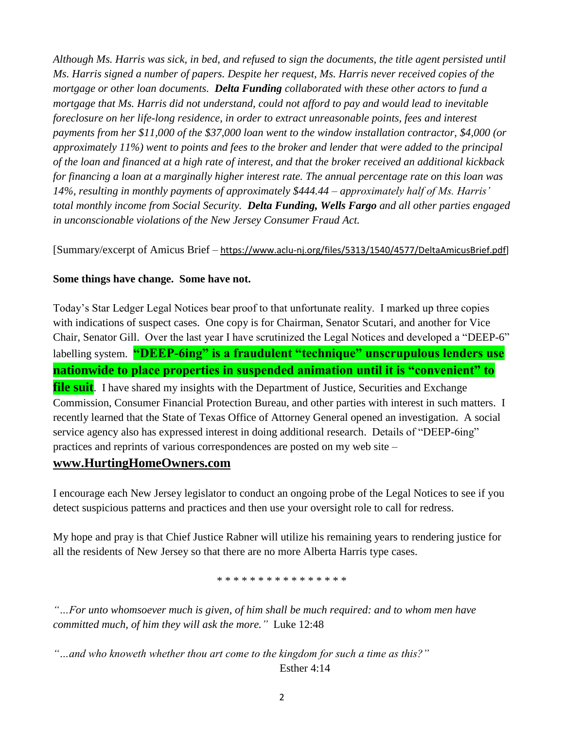*Although Ms. Harris was sick, in bed, and refused to sign the documents, the title agent persisted until Ms. Harris signed a number of papers. Despite her request, Ms. Harris never received copies of the mortgage or other loan documents.* ***Delta Funding*** *collaborated with these other actors to fund a mortgage that Ms. Harris did not understand, could not afford to pay and would lead to inevitable foreclosure on her life-long residence, in order to extract unreasonable points, fees and interest payments from her $11,000 of the $37,000 loan went to the window installation contractor, $4,000 (or approximately 11%) went to points and fees to the broker and lender that were added to the principal of the loan and financed at a high rate of interest, and that the broker received an additional kickback for financing a loan at a marginally higher interest rate. The annual percentage rate on this loan was 14%, resulting in monthly payments of approximately $444.44 – approximately half of Ms. Harris' total monthly income from Social Security.* ***Delta Funding, Wells Fargo*** *and all other parties engaged in unconscionable violations of the New Jersey Consumer Fraud Act.*

[Summary/excerpt of Amicus Brief – https://www.aclu-nj.org/files/5313/1540/4577/DeltaAmicusBrief.pdf]

**Some things have change. Some have not.**

Today's Star Ledger Legal Notices bear proof to that unfortunate reality. I marked up three copies with indications of suspect cases. One copy is for Chairman, Senator Scutari, and another for Vice Chair, Senator Gill. Over the last year I have scrutinized the Legal Notices and developed a "DEEP-6" labelling system. **"DEEP-6ing" is a fraudulent "technique" unscrupulous lenders use nationwide to place properties in suspended animation until it is "convenient" to file suit**. I have shared my insights with the Department of Justice, Securities and Exchange Commission, Consumer Financial Protection Bureau, and other parties with interest in such matters. I recently learned that the State of Texas Office of Attorney General opened an investigation. A social service agency also has expressed interest in doing additional research. Details of "DEEP-6ing" practices and reprints of various correspondences are posted on my web site –

**www.HurtingHomeOwners.com**

I encourage each New Jersey legislator to conduct an ongoing probe of the Legal Notices to see if you detect suspicious patterns and practices and then use your oversight role to call for redress.

My hope and pray is that Chief Justice Rabner will utilize his remaining years to rendering justice for all the residents of New Jersey so that there are no more Alberta Harris type cases.

* * * * * * * * * * * * * * * *

*"…For unto whomsoever much is given, of him shall be much required: and to whom men have committed much, of him they will ask the more."* Luke 12:48

*"…and who knoweth whether thou art come to the kingdom for such a time as this?"*
Esther 4:14